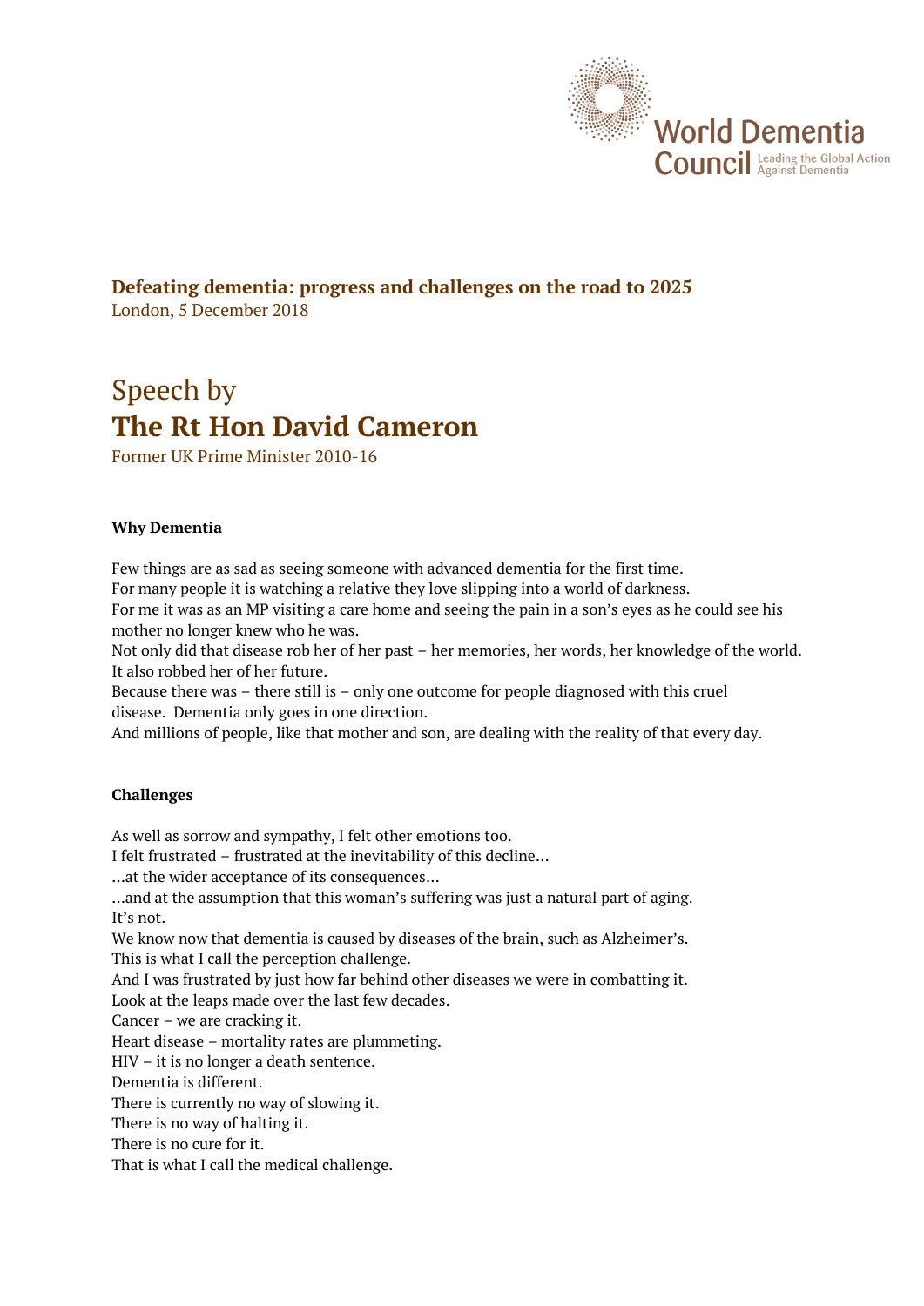World Dementia Council
Leading the Global Action Against Dementia

# Defeating dementia: progress and challenges on the road to 2025

London, 5 December 2018

## Speech by

## The Rt Hon David Cameron

Former UK Prime Minister 2010-16

### Why Dementia

Few things are as sad as seeing someone with advanced dementia for the first time.
For many people it is watching a relative they love slipping into a world of darkness.
For me it was as an MP visiting a care home and seeing the pain in a son's eyes as he could see his mother no longer knew who he was.
Not only did that disease rob her of her past – her memories, her words, her knowledge of the world. It also robbed her of her future.
Because there was – there still is – only one outcome for people diagnosed with this cruel disease. Dementia only goes in one direction.
And millions of people, like that mother and son, are dealing with the reality of that every day.

### Challenges

As well as sorrow and sympathy, I felt other emotions too.
I felt frustrated – frustrated at the inevitability of this decline…
…at the wider acceptance of its consequences…
…and at the assumption that this woman's suffering was just a natural part of aging.
It's not.
We know now that dementia is caused by diseases of the brain, such as Alzheimer's.
This is what I call the perception challenge.
And I was frustrated by just how far behind other diseases we were in combatting it.
Look at the leaps made over the last few decades.
Cancer – we are cracking it.
Heart disease – mortality rates are plummeting.
HIV – it is no longer a death sentence.
Dementia is different.
There is currently no way of slowing it.
There is no way of halting it.
There is no cure for it.
That is what I call the medical challenge.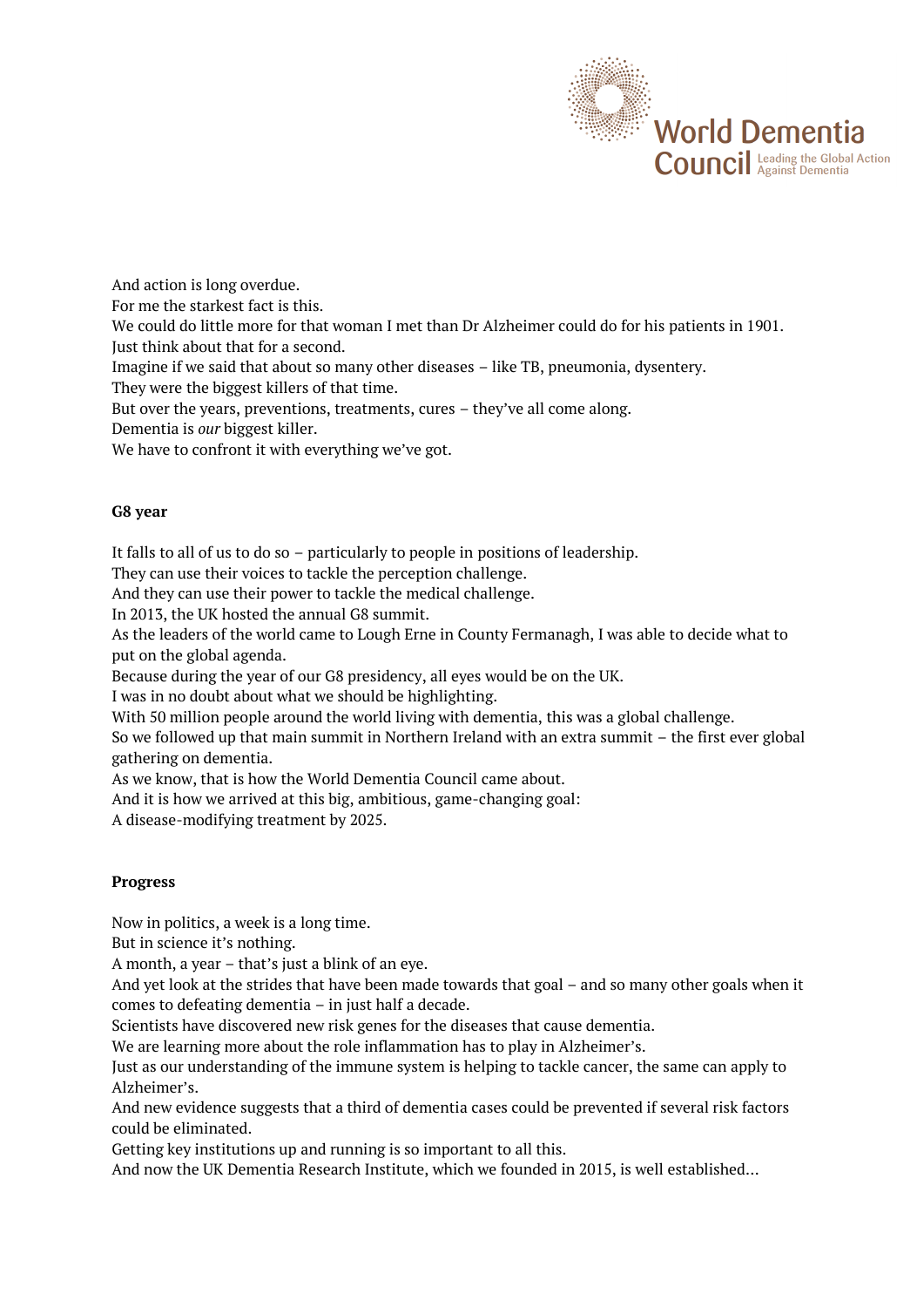And action is long overdue.
For me the starkest fact is this.
We could do little more for that woman I met than Dr Alzheimer could do for his patients in 1901.
Just think about that for a second.
Imagine if we said that about so many other diseases – like TB, pneumonia, dysentery.
They were the biggest killers of that time.
But over the years, preventions, treatments, cures – they've all come along.
Dementia is *our* biggest killer.
We have to confront it with everything we've got.

**G8 year**

It falls to all of us to do so – particularly to people in positions of leadership.
They can use their voices to tackle the perception challenge.
And they can use their power to tackle the medical challenge.
In 2013, the UK hosted the annual G8 summit.
As the leaders of the world came to Lough Erne in County Fermanagh, I was able to decide what to put on the global agenda.
Because during the year of our G8 presidency, all eyes would be on the UK.
I was in no doubt about what we should be highlighting.
With 50 million people around the world living with dementia, this was a global challenge.
So we followed up that main summit in Northern Ireland with an extra summit – the first ever global gathering on dementia.
As we know, that is how the World Dementia Council came about.
And it is how we arrived at this big, ambitious, game-changing goal:
A disease-modifying treatment by 2025.

**Progress**

Now in politics, a week is a long time.
But in science it's nothing.
A month, a year – that's just a blink of an eye.
And yet look at the strides that have been made towards that goal – and so many other goals when it comes to defeating dementia – in just half a decade.
Scientists have discovered new risk genes for the diseases that cause dementia.
We are learning more about the role inflammation has to play in Alzheimer's.
Just as our understanding of the immune system is helping to tackle cancer, the same can apply to Alzheimer's.
And new evidence suggests that a third of dementia cases could be prevented if several risk factors could be eliminated.
Getting key institutions up and running is so important to all this.
And now the UK Dementia Research Institute, which we founded in 2015, is well established…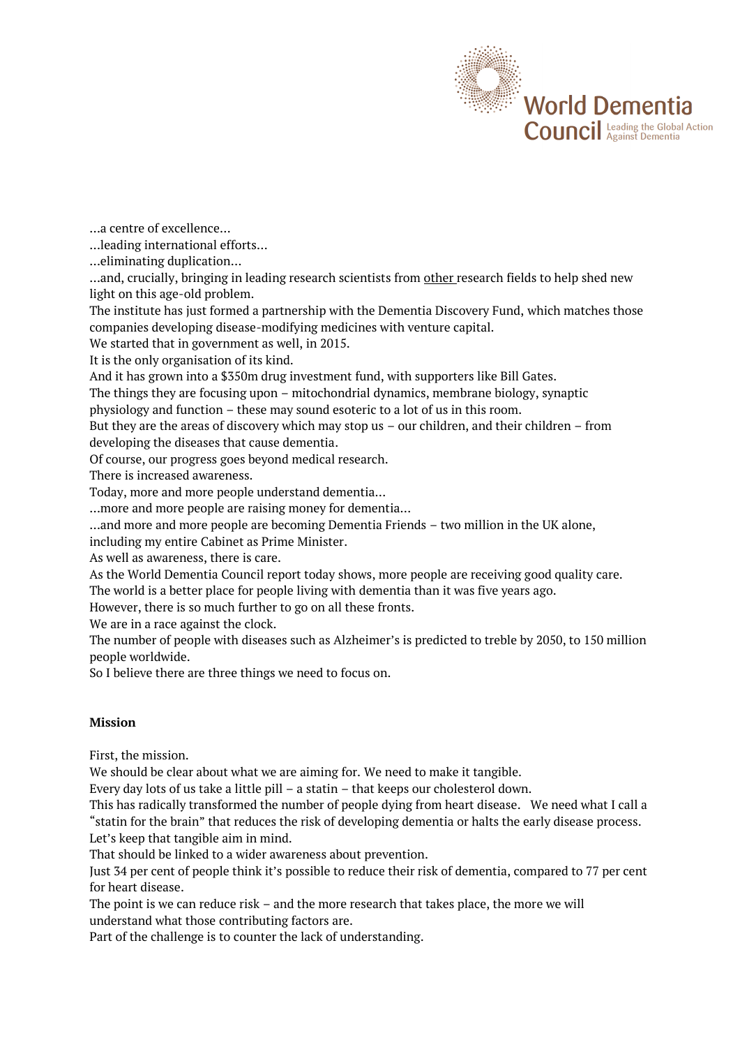…a centre of excellence…

…leading international efforts…

…eliminating duplication…

…and, crucially, bringing in leading research scientists from <u>other</u> research fields to help shed new light on this age-old problem.

The institute has just formed a partnership with the Dementia Discovery Fund, which matches those companies developing disease-modifying medicines with venture capital.

We started that in government as well, in 2015.

It is the only organisation of its kind.

And it has grown into a $350m drug investment fund, with supporters like Bill Gates.

The things they are focusing upon – mitochondrial dynamics, membrane biology, synaptic physiology and function – these may sound esoteric to a lot of us in this room.

But they are the areas of discovery which may stop us – our children, and their children – from developing the diseases that cause dementia.

Of course, our progress goes beyond medical research.

There is increased awareness.

Today, more and more people understand dementia…

…more and more people are raising money for dementia…

…and more and more people are becoming Dementia Friends – two million in the UK alone, including my entire Cabinet as Prime Minister.

As well as awareness, there is care.

As the World Dementia Council report today shows, more people are receiving good quality care.

The world is a better place for people living with dementia than it was five years ago.

However, there is so much further to go on all these fronts.

We are in a race against the clock.

The number of people with diseases such as Alzheimer's is predicted to treble by 2050, to 150 million people worldwide.

So I believe there are three things we need to focus on.

**Mission**

First, the mission.

We should be clear about what we are aiming for. We need to make it tangible.

Every day lots of us take a little pill – a statin – that keeps our cholesterol down.

This has radically transformed the number of people dying from heart disease. We need what I call a "statin for the brain" that reduces the risk of developing dementia or halts the early disease process.

Let's keep that tangible aim in mind.

That should be linked to a wider awareness about prevention.

Just 34 per cent of people think it's possible to reduce their risk of dementia, compared to 77 per cent for heart disease.

The point is we can reduce risk – and the more research that takes place, the more we will understand what those contributing factors are.

Part of the challenge is to counter the lack of understanding.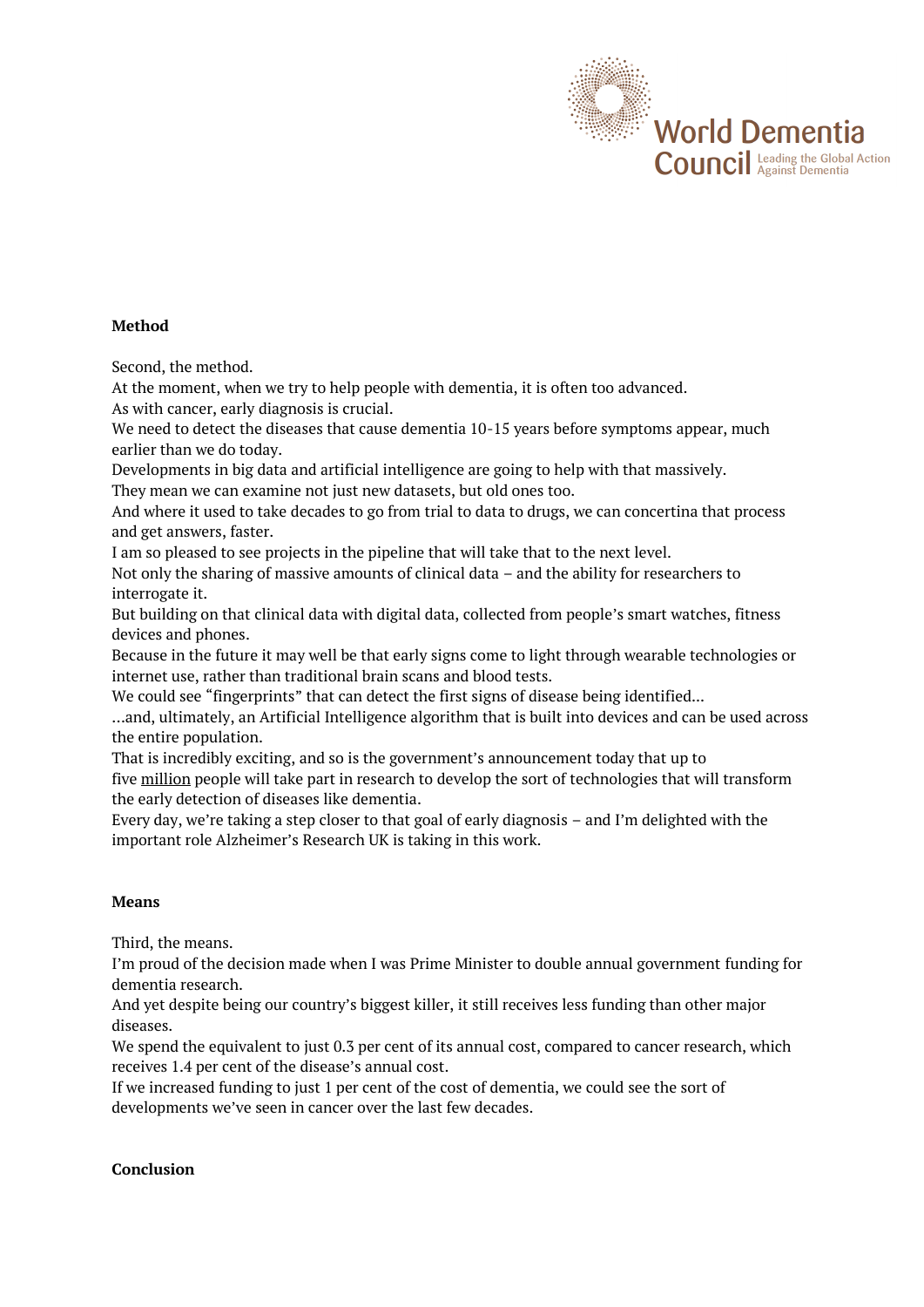**Method**

Second, the method.

At the moment, when we try to help people with dementia, it is often too advanced.

As with cancer, early diagnosis is crucial.

We need to detect the diseases that cause dementia 10-15 years before symptoms appear, much earlier than we do today.

Developments in big data and artificial intelligence are going to help with that massively.

They mean we can examine not just new datasets, but old ones too.

And where it used to take decades to go from trial to data to drugs, we can concertina that process and get answers, faster.

I am so pleased to see projects in the pipeline that will take that to the next level.

Not only the sharing of massive amounts of clinical data – and the ability for researchers to interrogate it.

But building on that clinical data with digital data, collected from people's smart watches, fitness devices and phones.

Because in the future it may well be that early signs come to light through wearable technologies or internet use, rather than traditional brain scans and blood tests.

We could see "fingerprints" that can detect the first signs of disease being identified...

...and, ultimately, an Artificial Intelligence algorithm that is built into devices and can be used across the entire population.

That is incredibly exciting, and so is the government's announcement today that up to five million people will take part in research to develop the sort of technologies that will transform the early detection of diseases like dementia.

Every day, we're taking a step closer to that goal of early diagnosis – and I'm delighted with the important role Alzheimer's Research UK is taking in this work.

**Means**

Third, the means.

I'm proud of the decision made when I was Prime Minister to double annual government funding for dementia research.

And yet despite being our country's biggest killer, it still receives less funding than other major diseases.

We spend the equivalent to just 0.3 per cent of its annual cost, compared to cancer research, which receives 1.4 per cent of the disease's annual cost.

If we increased funding to just 1 per cent of the cost of dementia, we could see the sort of developments we've seen in cancer over the last few decades.

**Conclusion**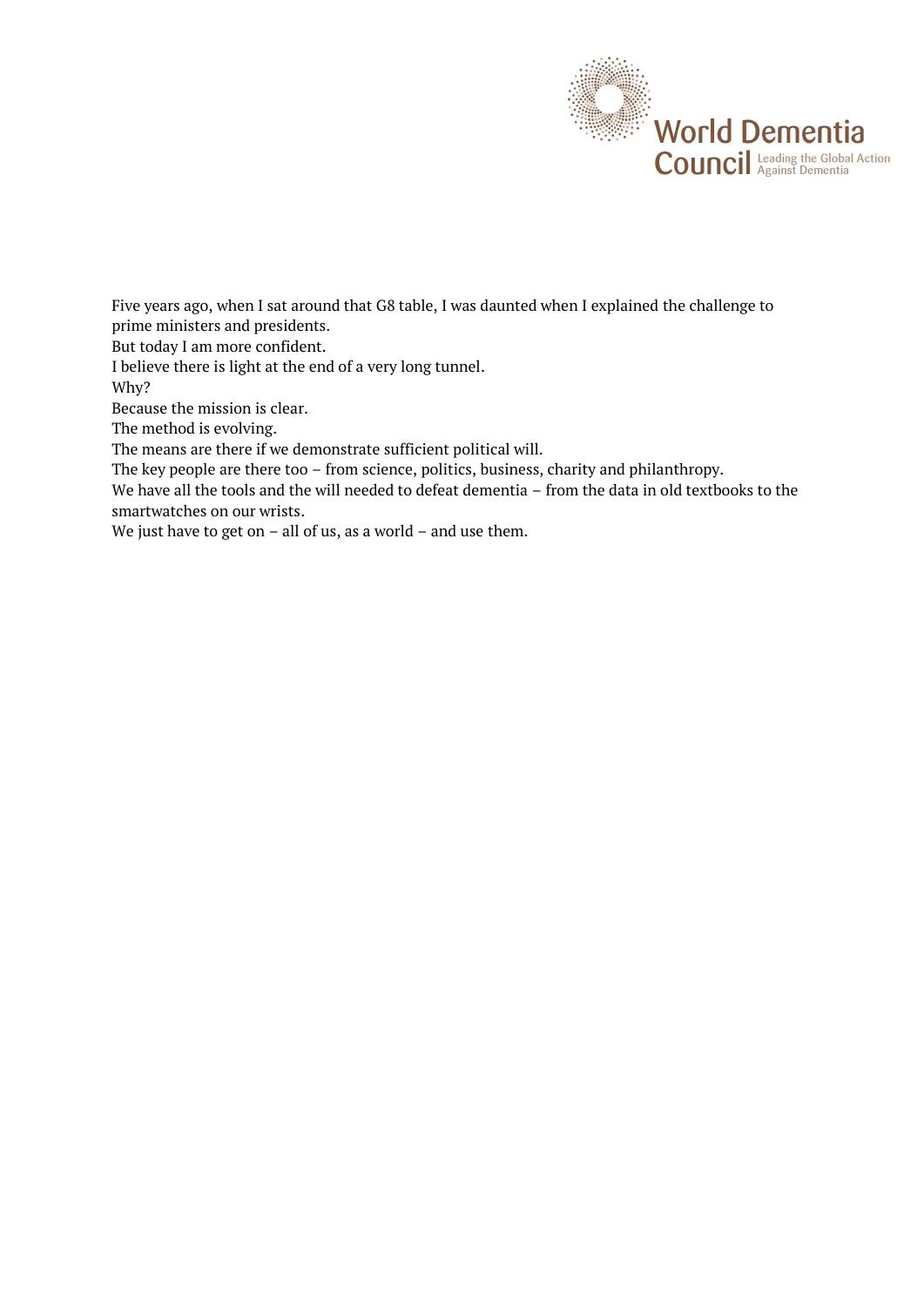Five years ago, when I sat around that G8 table, I was daunted when I explained the challenge to prime ministers and presidents.

But today I am more confident.

I believe there is light at the end of a very long tunnel.

Why?

Because the mission is clear.

The method is evolving.

The means are there if we demonstrate sufficient political will.

The key people are there too – from science, politics, business, charity and philanthropy.

We have all the tools and the will needed to defeat dementia – from the data in old textbooks to the smartwatches on our wrists.

We just have to get on – all of us, as a world – and use them.